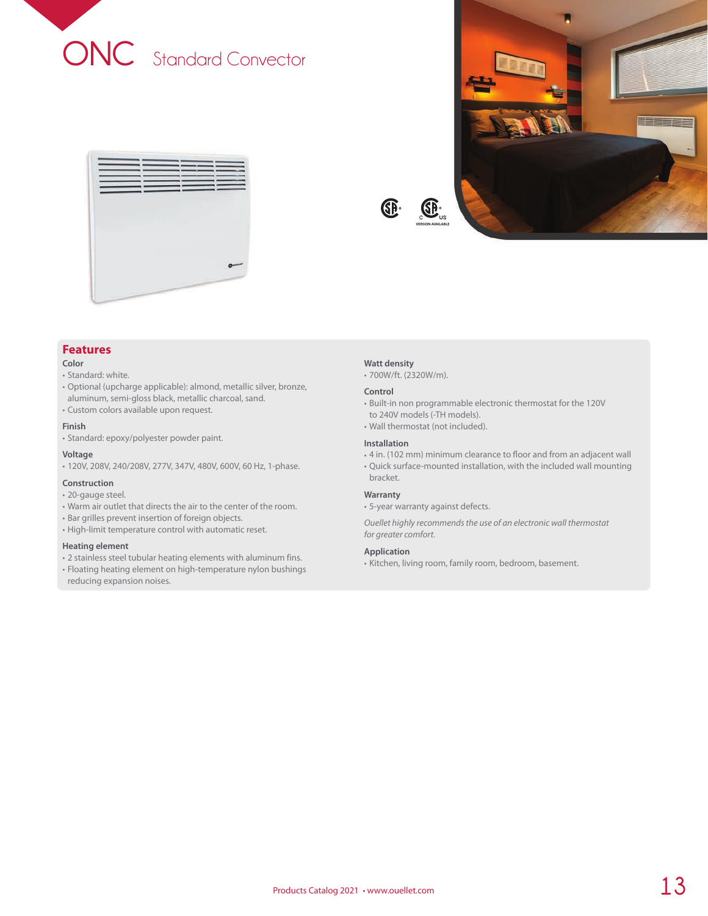# ONC Standard Convector

VERSION AVAILABLE

## Features

### Color
- Standard: white.
- Optional (upcharge applicable): almond, metallic silver, bronze, aluminum, semi-gloss black, metallic charcoal, sand.
- Custom colors available upon request.

### Finish
- Standard: epoxy/polyester powder paint.

### Voltage
- 120V, 208V, 240/208V, 277V, 347V, 480V, 600V, 60 Hz, 1-phase.

### Construction
- 20-gauge steel.
- Warm air outlet that directs the air to the center of the room.
- Bar grilles prevent insertion of foreign objects.
- High-limit temperature control with automatic reset.

### Heating element
- 2 stainless steel tubular heating elements with aluminum fins.
- Floating heating element on high-temperature nylon bushings reducing expansion noises.

### Watt density
- 700W/ft. (2320W/m).

### Control
- Built-in non programmable electronic thermostat for the 120V to 240V models (-TH models).
- Wall thermostat (not included).

### Installation
- 4 in. (102 mm) minimum clearance to floor and from an adjacent wall
- Quick surface-mounted installation, with the included wall mounting bracket.

### Warranty
- 5-year warranty against defects.

*Ouellet highly recommends the use of an electronic wall thermostat for greater comfort.*

### Application
- Kitchen, living room, family room, bedroom, basement.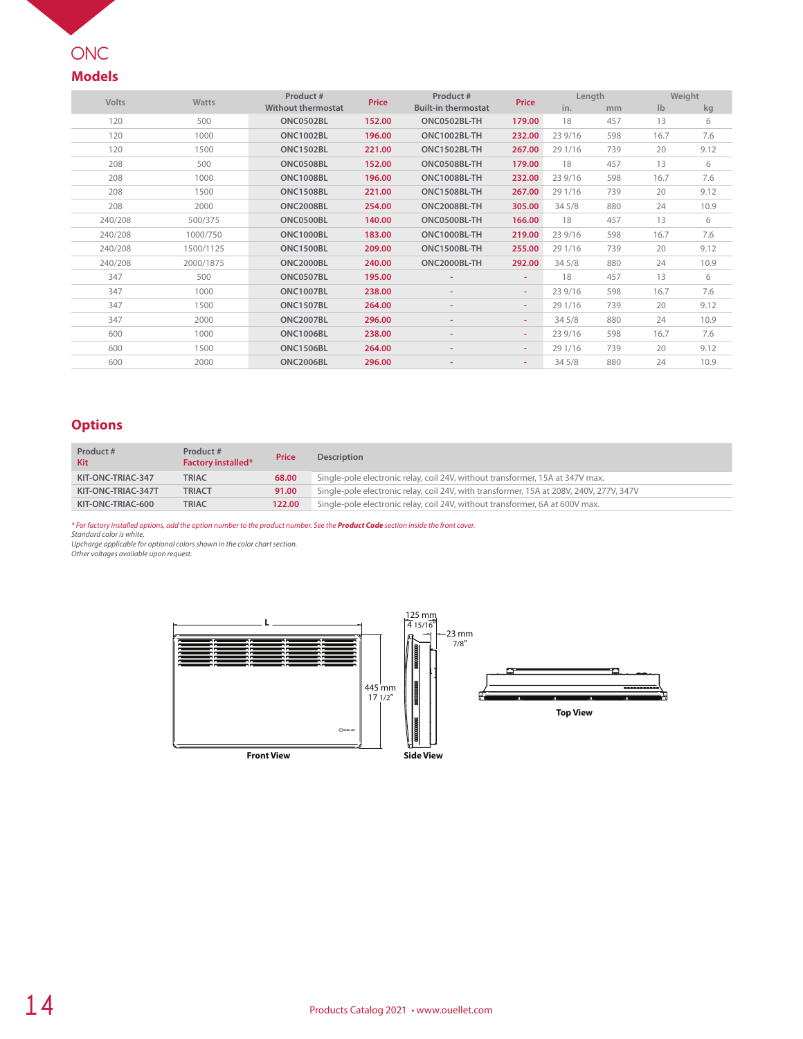# ONC

## Models

| Volts | Watts | Product # Without thermostat | Price | Product # Built-in thermostat | Price | Length | | Weight | |
|---|---|---|---|---|---|---|---|---|---|
| | | | | | | in. | mm | lb | kg |
| 120 | 500 | ONC0502BL | 152.00 | ONC0502BL-TH | 179.00 | 18 | 457 | 13 | 6 |
| 120 | 1000 | ONC1002BL | 196.00 | ONC1002BL-TH | 232.00 | 23 9/16 | 598 | 16.7 | 7.6 |
| 120 | 1500 | ONC1502BL | 221.00 | ONC1502BL-TH | 267.00 | 29 1/16 | 739 | 20 | 9.12 |
| 208 | 500 | ONC0508BL | 152.00 | ONC0508BL-TH | 179.00 | 18 | 457 | 13 | 6 |
| 208 | 1000 | ONC1008BL | 196.00 | ONC1008BL-TH | 232.00 | 23 9/16 | 598 | 16.7 | 7.6 |
| 208 | 1500 | ONC1508BL | 221.00 | ONC1508BL-TH | 267.00 | 29 1/16 | 739 | 20 | 9.12 |
| 208 | 2000 | ONC2008BL | 254.00 | ONC2008BL-TH | 305.00 | 34 5/8 | 880 | 24 | 10.9 |
| 240/208 | 500/375 | ONC0500BL | 140.00 | ONC0500BL-TH | 166.00 | 18 | 457 | 13 | 6 |
| 240/208 | 1000/750 | ONC1000BL | 183.00 | ONC1000BL-TH | 219.00 | 23 9/16 | 598 | 16.7 | 7.6 |
| 240/208 | 1500/1125 | ONC1500BL | 209.00 | ONC1500BL-TH | 255.00 | 29 1/16 | 739 | 20 | 9.12 |
| 240/208 | 2000/1875 | ONC2000BL | 240.00 | ONC2000BL-TH | 292.00 | 34 5/8 | 880 | 24 | 10.9 |
| 347 | 500 | ONC0507BL | 195.00 | - | - | 18 | 457 | 13 | 6 |
| 347 | 1000 | ONC1007BL | 238.00 | - | - | 23 9/16 | 598 | 16.7 | 7.6 |
| 347 | 1500 | ONC1507BL | 264.00 | - | - | 29 1/16 | 739 | 20 | 9.12 |
| 347 | 2000 | ONC2007BL | 296.00 | - | - | 34 5/8 | 880 | 24 | 10.9 |
| 600 | 1000 | ONC1006BL | 238.00 | - | - | 23 9/16 | 598 | 16.7 | 7.6 |
| 600 | 1500 | ONC1506BL | 264.00 | - | - | 29 1/16 | 739 | 20 | 9.12 |
| 600 | 2000 | ONC2006BL | 296.00 | - | - | 34 5/8 | 880 | 24 | 10.9 |

## Options

| Product # Kit | Product # Factory installed* | Price | Description |
|---|---|---|---|
| KIT-ONC-TRIAC-347 | TRIAC | 68.00 | Single-pole electronic relay, coil 24V, without transformer, 15A at 347V max. |
| KIT-ONC-TRIAC-347T | TRIACT | 91.00 | Single-pole electronic relay, coil 24V, with transformer, 15A at 208V, 240V, 277V, 347V |
| KIT-ONC-TRIAC-600 | TRIAC | 122.00 | Single-pole electronic relay, coil 24V, without transformer, 6A at 600V max. |

*\* For factory installed options, add the option number to the product number. See the **Product Code** section inside the front cover.*
*Standard color is white.*
*Upcharge applicable for optional colors shown in the color chart section.*
*Other voltages available upon request.*

L
445 mm
17 1/2"
Front View

125 mm
4 15/16"
23 mm
7/8"
Side View

Top View